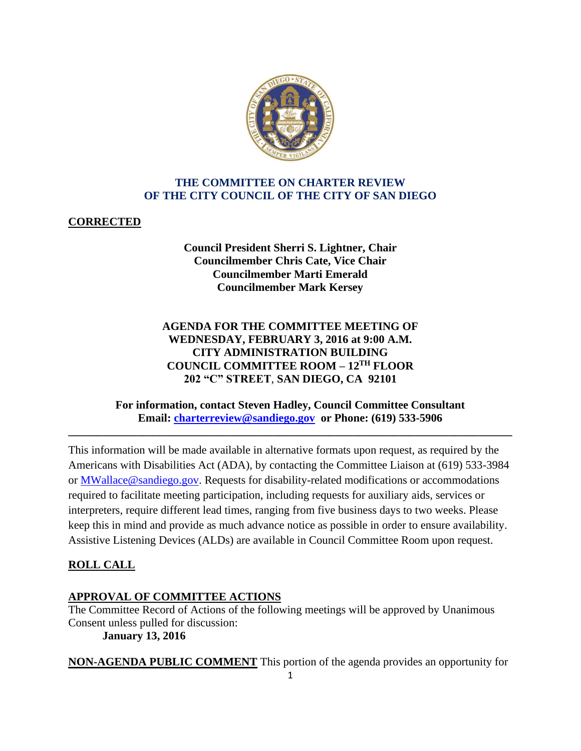## THE COMMITTEE ON CHARTER REVIEW OF THE CITY COUNCIL OF THE CITY OF SAN DIEGO

**CORRECTED**

**Council President Sherri S. Lightner, Chair**
**Councilmember Chris Cate, Vice Chair**
**Councilmember Marti Emerald**
**Councilmember Mark Kersey**

**AGENDA FOR THE COMMITTEE MEETING OF**
**WEDNESDAY, FEBRUARY 3, 2016 at 9:00 A.M.**
**CITY ADMINISTRATION BUILDING**
**COUNCIL COMMITTEE ROOM – 12TH FLOOR**
**202 "C" STREET, SAN DIEGO, CA 92101**

**For information, contact Steven Hadley, Council Committee Consultant**
**Email: charterreview@sandiego.gov or Phone: (619) 533-5906**

---

This information will be made available in alternative formats upon request, as required by the Americans with Disabilities Act (ADA), by contacting the Committee Liaison at (619) 533-3984 or MWallace@sandiego.gov. Requests for disability-related modifications or accommodations required to facilitate meeting participation, including requests for auxiliary aids, services or interpreters, require different lead times, ranging from five business days to two weeks. Please keep this in mind and provide as much advance notice as possible in order to ensure availability. Assistive Listening Devices (ALDs) are available in Council Committee Room upon request.

**ROLL CALL**

**APPROVAL OF COMMITTEE ACTIONS**
The Committee Record of Actions of the following meetings will be approved by Unanimous Consent unless pulled for discussion:

**January 13, 2016**

**NON-AGENDA PUBLIC COMMENT** This portion of the agenda provides an opportunity for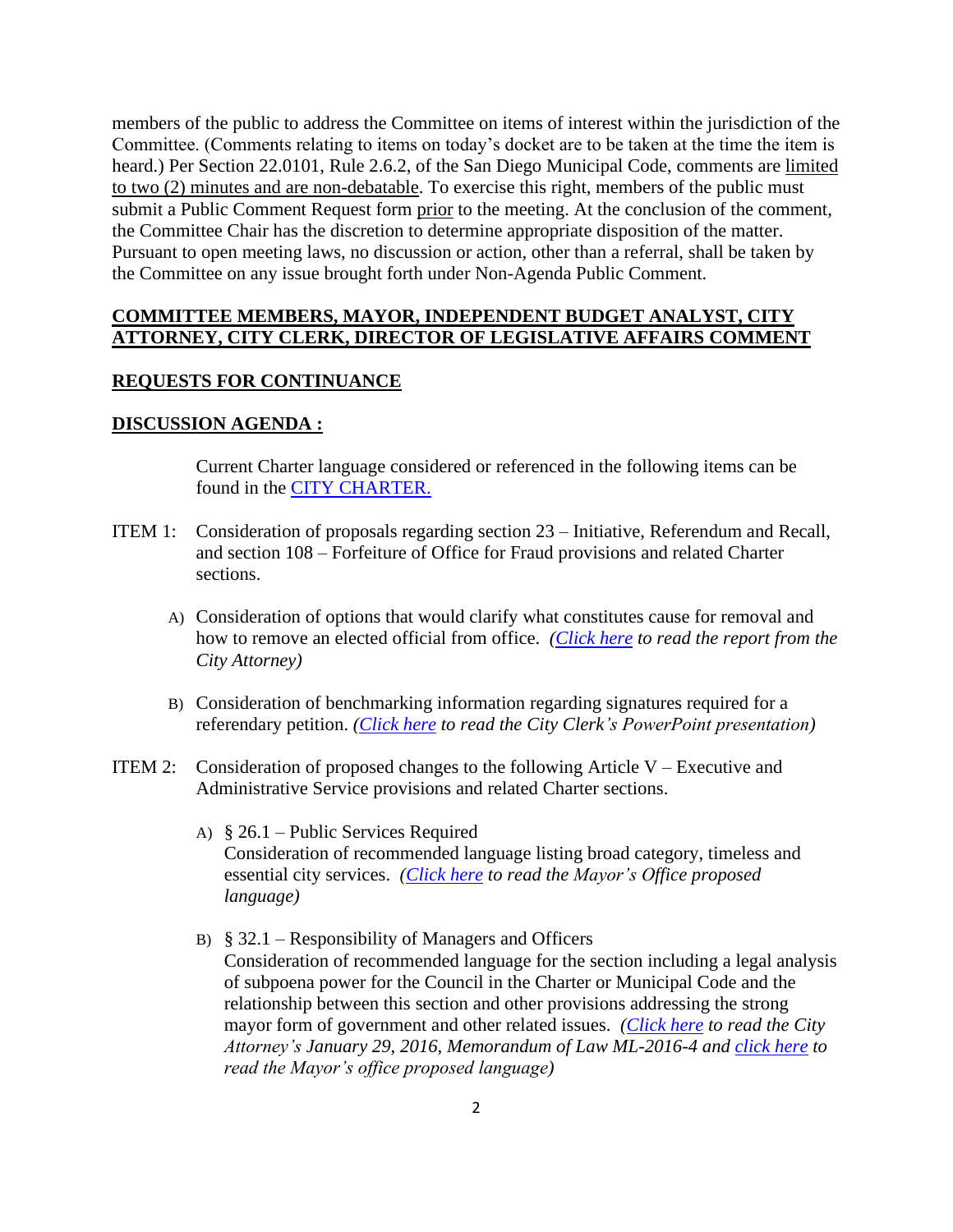members of the public to address the Committee on items of interest within the jurisdiction of the Committee. (Comments relating to items on today's docket are to be taken at the time the item is heard.) Per Section 22.0101, Rule 2.6.2, of the San Diego Municipal Code, comments are limited to two (2) minutes and are non-debatable. To exercise this right, members of the public must submit a Public Comment Request form prior to the meeting. At the conclusion of the comment, the Committee Chair has the discretion to determine appropriate disposition of the matter. Pursuant to open meeting laws, no discussion or action, other than a referral, shall be taken by the Committee on any issue brought forth under Non-Agenda Public Comment.

**COMMITTEE MEMBERS, MAYOR, INDEPENDENT BUDGET ANALYST, CITY ATTORNEY, CITY CLERK, DIRECTOR OF LEGISLATIVE AFFAIRS COMMENT**

**REQUESTS FOR CONTINUANCE**

**DISCUSSION AGENDA :**

Current Charter language considered or referenced in the following items can be found in the CITY CHARTER.

ITEM 1: Consideration of proposals regarding section 23 – Initiative, Referendum and Recall, and section 108 – Forfeiture of Office for Fraud provisions and related Charter sections.

A) Consideration of options that would clarify what constitutes cause for removal and how to remove an elected official from office. *(Click here to read the report from the City Attorney)*

B) Consideration of benchmarking information regarding signatures required for a referendary petition. *(Click here to read the City Clerk's PowerPoint presentation)*

ITEM 2: Consideration of proposed changes to the following Article V – Executive and Administrative Service provisions and related Charter sections.

A) § 26.1 – Public Services Required
Consideration of recommended language listing broad category, timeless and essential city services. *(Click here to read the Mayor's Office proposed language)*

B) § 32.1 – Responsibility of Managers and Officers
Consideration of recommended language for the section including a legal analysis of subpoena power for the Council in the Charter or Municipal Code and the relationship between this section and other provisions addressing the strong mayor form of government and other related issues. *(Click here to read the City Attorney's January 29, 2016, Memorandum of Law ML-2016-4 and click here to read the Mayor's office proposed language)*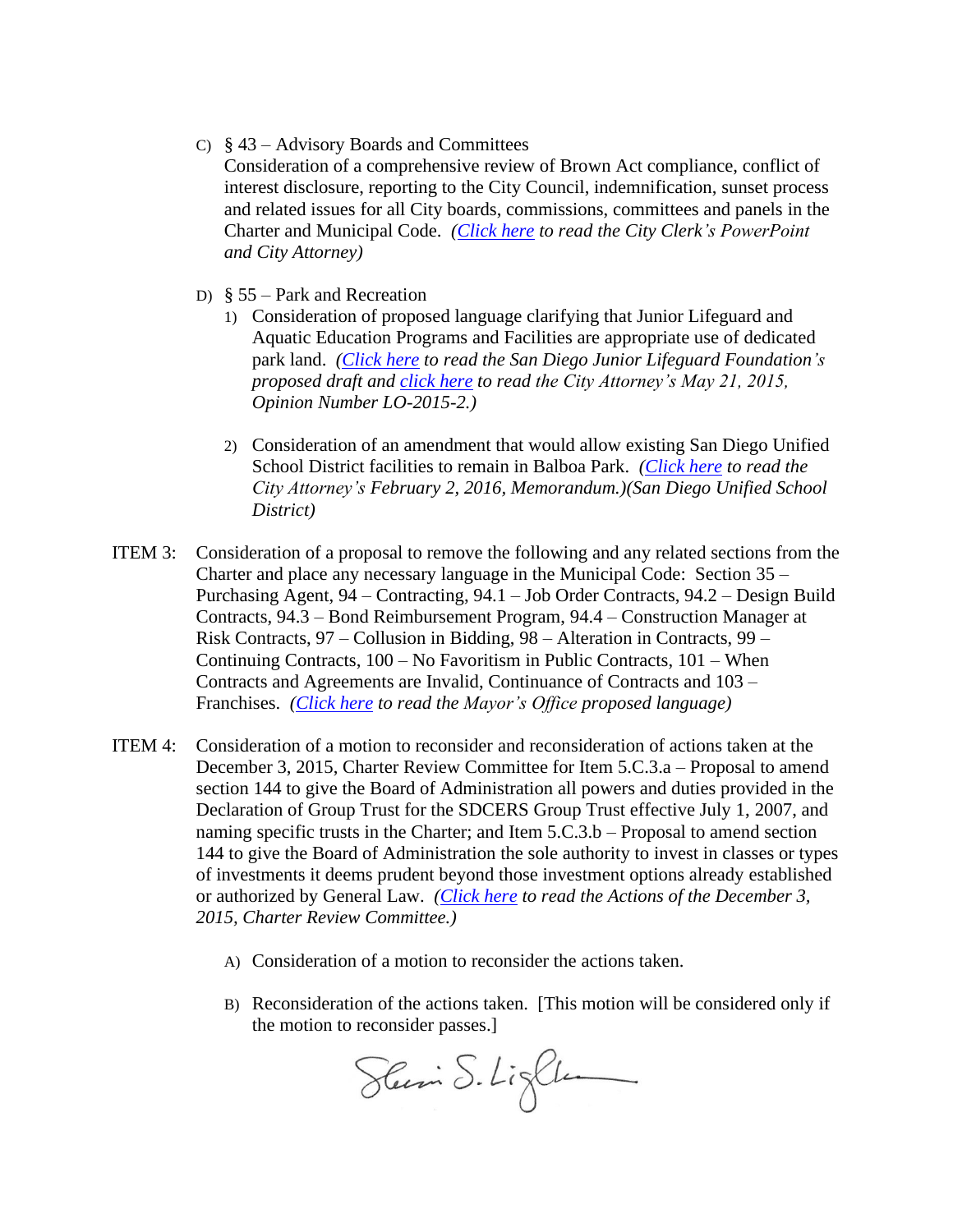C) § 43 – Advisory Boards and Committees
Consideration of a comprehensive review of Brown Act compliance, conflict of interest disclosure, reporting to the City Council, indemnification, sunset process and related issues for all City boards, commissions, committees and panels in the Charter and Municipal Code. *(Click here to read the City Clerk's PowerPoint and City Attorney)*

D) § 55 – Park and Recreation

1) Consideration of proposed language clarifying that Junior Lifeguard and Aquatic Education Programs and Facilities are appropriate use of dedicated park land. *(Click here to read the San Diego Junior Lifeguard Foundation's proposed draft and click here to read the City Attorney's May 21, 2015, Opinion Number LO-2015-2.)*

2) Consideration of an amendment that would allow existing San Diego Unified School District facilities to remain in Balboa Park. *(Click here to read the City Attorney's February 2, 2016, Memorandum.)(San Diego Unified School District)*

ITEM 3: Consideration of a proposal to remove the following and any related sections from the Charter and place any necessary language in the Municipal Code: Section 35 – Purchasing Agent, 94 – Contracting, 94.1 – Job Order Contracts, 94.2 – Design Build Contracts, 94.3 – Bond Reimbursement Program, 94.4 – Construction Manager at Risk Contracts, 97 – Collusion in Bidding, 98 – Alteration in Contracts, 99 – Continuing Contracts, 100 – No Favoritism in Public Contracts, 101 – When Contracts and Agreements are Invalid, Continuance of Contracts and 103 – Franchises. *(Click here to read the Mayor's Office proposed language)*

ITEM 4: Consideration of a motion to reconsider and reconsideration of actions taken at the December 3, 2015, Charter Review Committee for Item 5.C.3.a – Proposal to amend section 144 to give the Board of Administration all powers and duties provided in the Declaration of Group Trust for the SDCERS Group Trust effective July 1, 2007, and naming specific trusts in the Charter; and Item 5.C.3.b – Proposal to amend section 144 to give the Board of Administration the sole authority to invest in classes or types of investments it deems prudent beyond those investment options already established or authorized by General Law. *(Click here to read the Actions of the December 3, 2015, Charter Review Committee.)*

A) Consideration of a motion to reconsider the actions taken.

B) Reconsideration of the actions taken. [This motion will be considered only if the motion to reconsider passes.]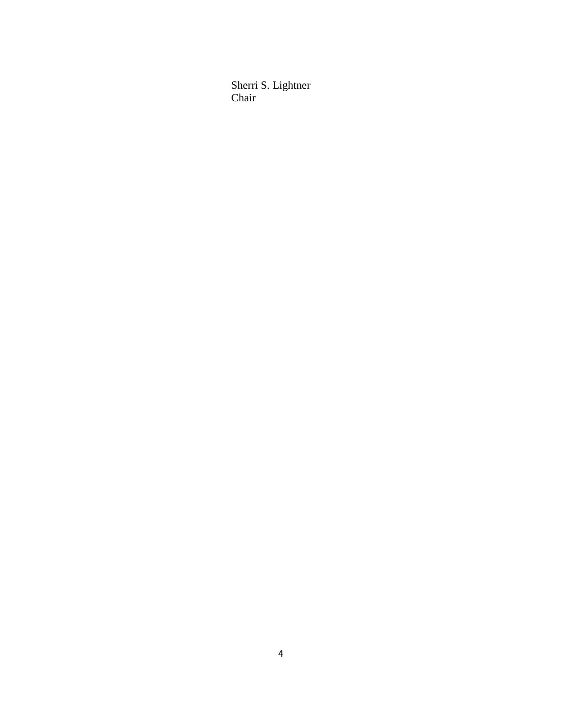Sherri S. Lightner
Chair